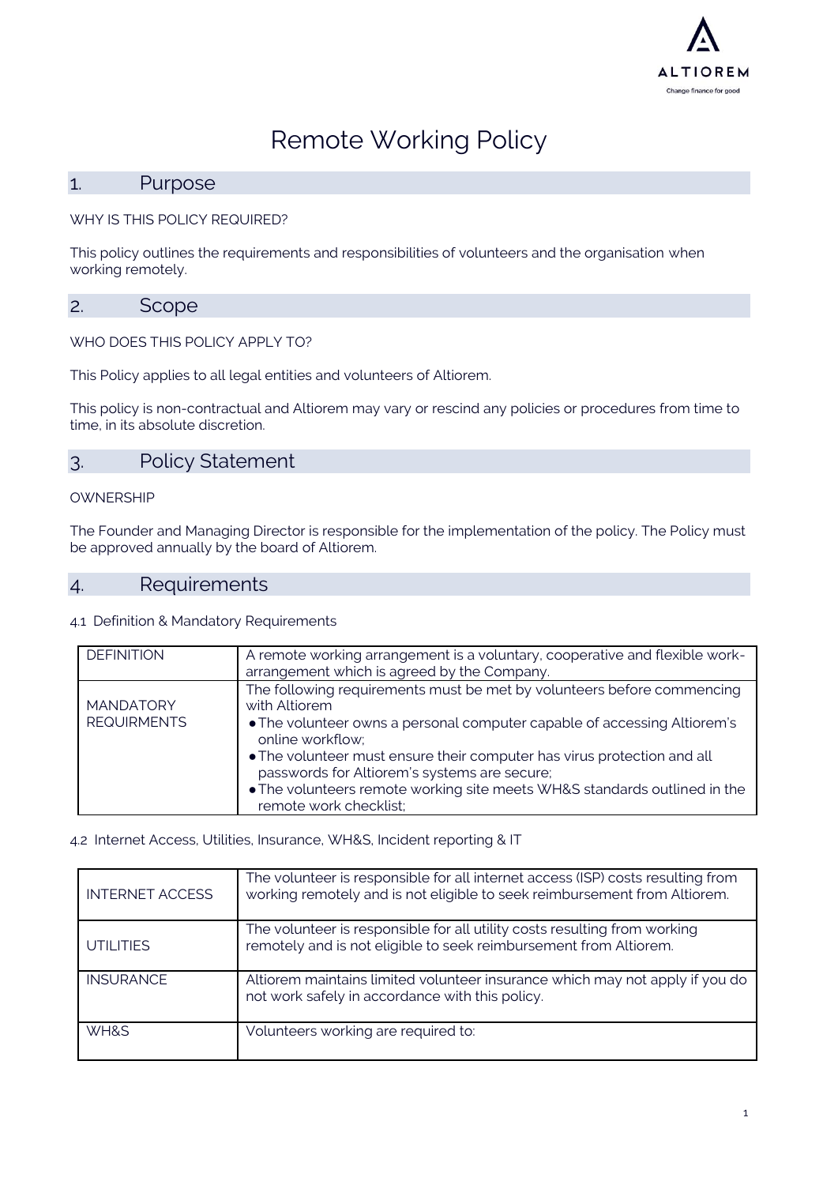# Remote Working Policy

## 1. Purpose

WHY IS THIS POLICY REQUIRED?

This policy outlines the requirements and responsibilities of volunteers and the organisation when working remotely.

## 2. Scope

WHO DOES THIS POLICY APPLY TO?

This Policy applies to all legal entities and volunteers of Altiorem.

This policy is non-contractual and Altiorem may vary or rescind any policies or procedures from time to time, in its absolute discretion.

## 3. Policy Statement

OWNERSHIP

The Founder and Managing Director is responsible for the implementation of the policy. The Policy must be approved annually by the board of Altiorem.

## 4. Requirements

4.1 Definition & Mandatory Requirements

| | |
|---|---|
| DEFINITION | A remote working arrangement is a voluntary, cooperative and flexible work-arrangement which is agreed by the Company. |
| MANDATORY REQUIRMENTS | The following requirements must be met by volunteers before commencing with Altiorem<br>• The volunteer owns a personal computer capable of accessing Altiorem's online workflow;<br>• The volunteer must ensure their computer has virus protection and all passwords for Altiorem's systems are secure;<br>• The volunteers remote working site meets WH&S standards outlined in the remote work checklist; |

4.2 Internet Access, Utilities, Insurance, WH&S, Incident reporting & IT

| | |
|---|---|
| INTERNET ACCESS | The volunteer is responsible for all internet access (ISP) costs resulting from working remotely and is not eligible to seek reimbursement from Altiorem. |
| UTILITIES | The volunteer is responsible for all utility costs resulting from working remotely and is not eligible to seek reimbursement from Altiorem. |
| INSURANCE | Altiorem maintains limited volunteer insurance which may not apply if you do not work safely in accordance with this policy. |
| WH&S | Volunteers working are required to: |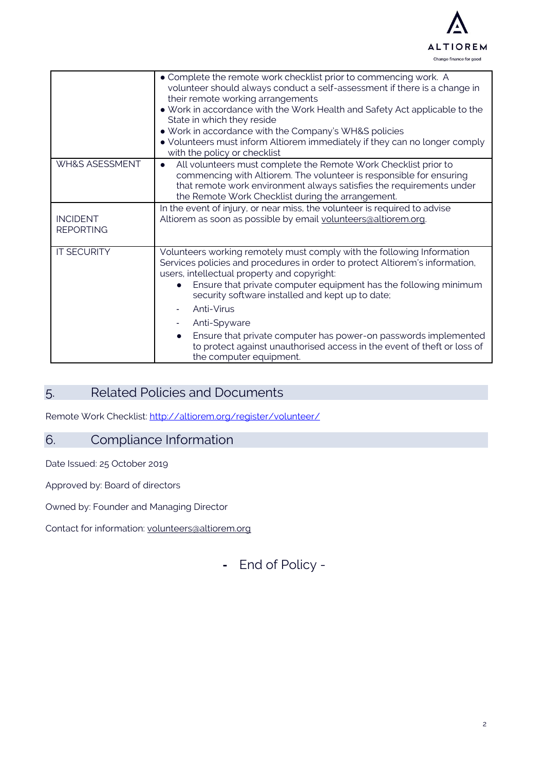| | |
|---|---|
| | • Complete the remote work checklist prior to commencing work. A volunteer should always conduct a self-assessment if there is a change in their remote working arrangements<br>• Work in accordance with the Work Health and Safety Act applicable to the State in which they reside<br>• Work in accordance with the Company's WH&S policies<br>• Volunteers must inform Altiorem immediately if they can no longer comply with the policy or checklist |
| WH&S ASESSMENT | • All volunteers must complete the Remote Work Checklist prior to commencing with Altiorem. The volunteer is responsible for ensuring that remote work environment always satisfies the requirements under the Remote Work Checklist during the arrangement. |
| INCIDENT REPORTING | In the event of injury, or near miss, the volunteer is required to advise Altiorem as soon as possible by email volunteers@altiorem.org. |
| IT SECURITY | Volunteers working remotely must comply with the following Information Services policies and procedures in order to protect Altiorem's information, users, intellectual property and copyright:<br>• Ensure that private computer equipment has the following minimum security software installed and kept up to date;<br>- Anti-Virus<br>- Anti-Spyware<br>• Ensure that private computer has power-on passwords implemented to protect against unauthorised access in the event of theft or loss of the computer equipment. |

## 5. Related Policies and Documents

Remote Work Checklist: http://altiorem.org/register/volunteer/

## 6. Compliance Information

Date Issued: 25 October 2019

Approved by: Board of directors

Owned by: Founder and Managing Director

Contact for information: volunteers@altiorem.org

- End of Policy -